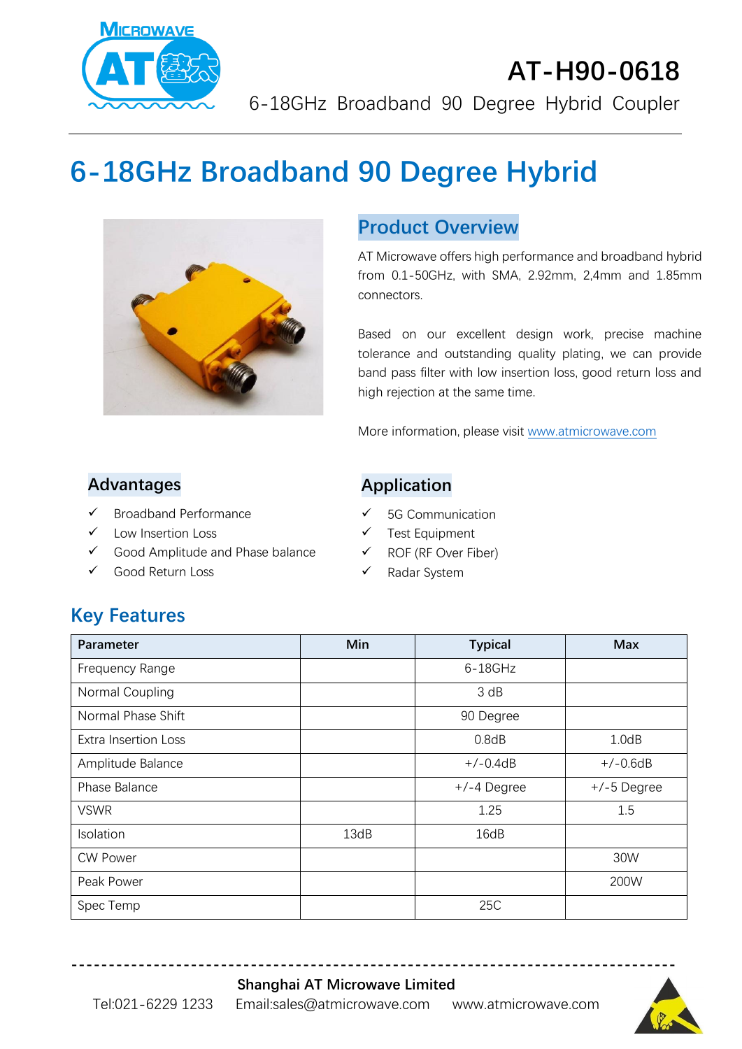# AT-H90-0618

6-18GHz Broadband 90 Degree Hybrid Coupler

# 6-18GHz Broadband 90 Degree Hybrid

## Product Overview

AT Microwave offers high performance and broadband hybrid from 0.1-50GHz, with SMA, 2.92mm, 2,4mm and 1.85mm connectors.

Based on our excellent design work, precise machine tolerance and outstanding quality plating, we can provide band pass filter with low insertion loss, good return loss and high rejection at the same time.

More information, please visit www.atmicrowave.com

## Advantages

- ✓ Broadband Performance
- ✓ Low Insertion Loss
- ✓ Good Amplitude and Phase balance
- ✓ Good Return Loss

## Application

- ✓ 5G Communication
- ✓ Test Equipment
- ✓ ROF (RF Over Fiber)
- ✓ Radar System

## Key Features

| Parameter | Min | Typical | Max |
|---|---|---|---|
| Frequency Range | | 6-18GHz | |
| Normal Coupling | | 3 dB | |
| Normal Phase Shift | | 90 Degree | |
| Extra Insertion Loss | | 0.8dB | 1.0dB |
| Amplitude Balance | | +/-0.4dB | +/-0.6dB |
| Phase Balance | | +/-4 Degree | +/-5 Degree |
| VSWR | | 1.25 | 1.5 |
| Isolation | 13dB | 16dB | |
| CW Power | | | 30W |
| Peak Power | | | 200W |
| Spec Temp | | 25C | |

**Shanghai AT Microwave Limited**

Tel:021-6229 1233 Email:sales@atmicrowave.com www.atmicrowave.com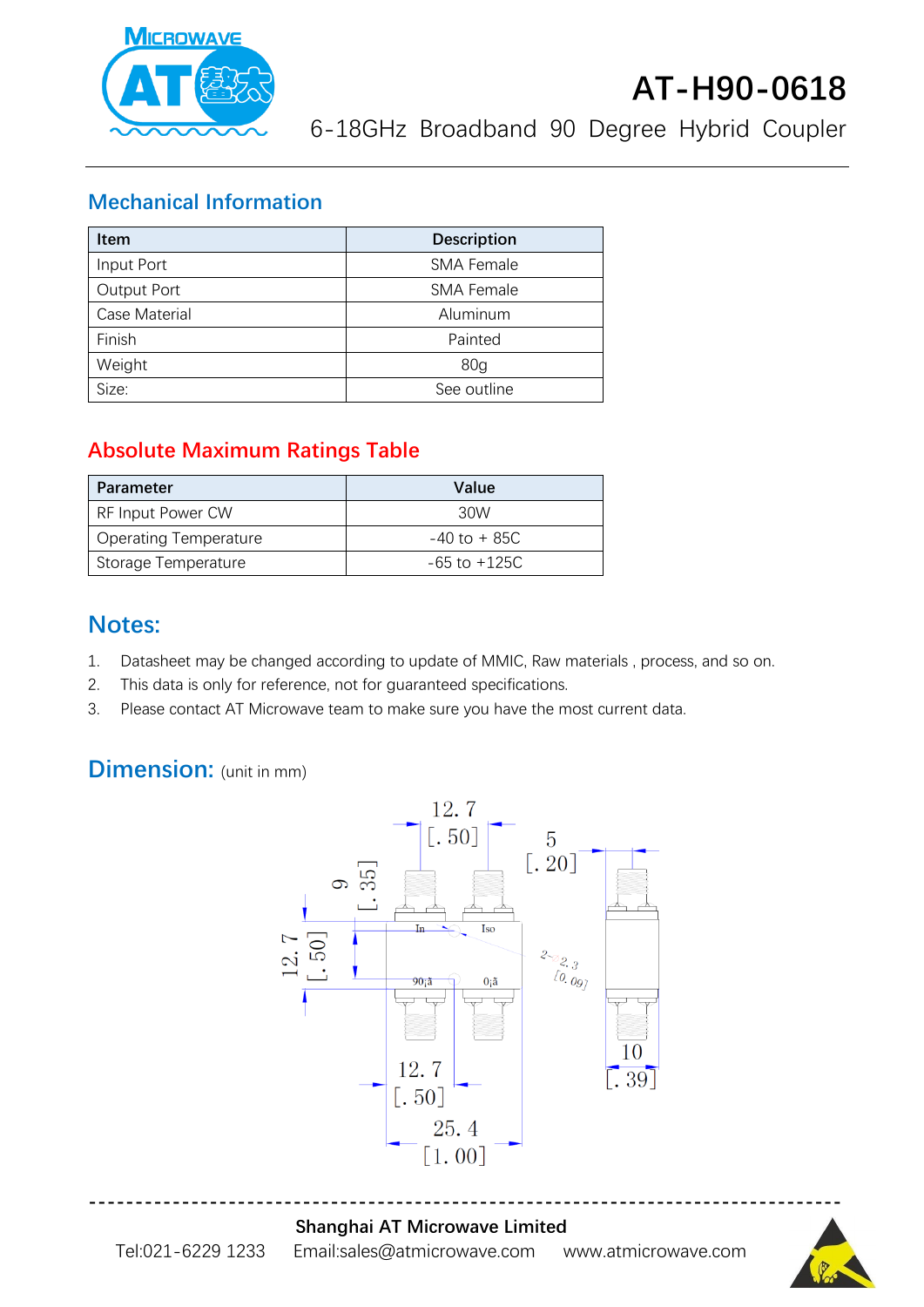# AT-H90-0618

6-18GHz Broadband 90 Degree Hybrid Coupler

## Mechanical Information

| Item | Description |
|---|---|
| Input Port | SMA Female |
| Output Port | SMA Female |
| Case Material | Aluminum |
| Finish | Painted |
| Weight | 80g |
| Size: | See outline |

## Absolute Maximum Ratings Table

| Parameter | Value |
|---|---|
| RF Input Power CW | 30W |
| Operating Temperature | -40 to + 85C |
| Storage Temperature | -65 to +125C |

## Notes:

1. Datasheet may be changed according to update of MMIC, Raw materials , process, and so on.
2. This data is only for reference, not for guaranteed specifications.
3. Please contact AT Microwave team to make sure you have the most current data.

## Dimension: (unit in mm)

12.7 [.50]
5 [.20]
9 [.35]
12.7 [.50]
In
Iso
90¡ã
0¡ã
2-2.3 [0.09]
10 [.39]
12.7 [.50]
25.4 [1.00]

**Shanghai AT Microwave Limited**

Tel:021-6229 1233 Email:sales@atmicrowave.com www.atmicrowave.com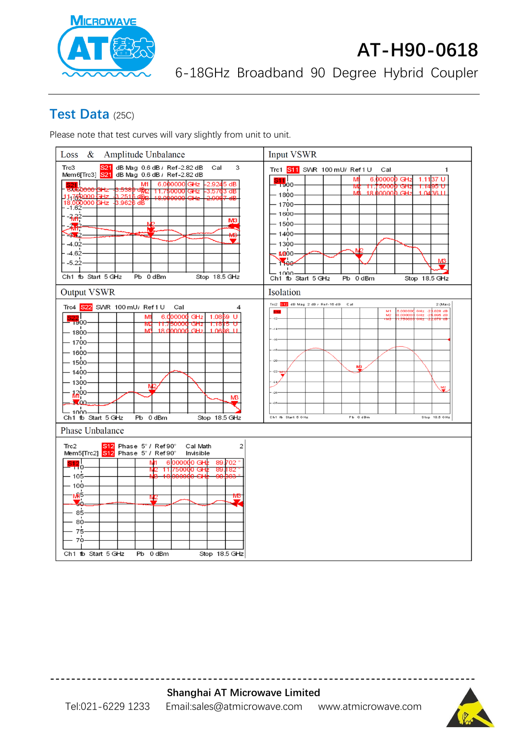# AT-H90-0618

6-18GHz Broadband 90 Degree Hybrid Coupler

## Test Data (25C)

Please note that test curves will vary slightly from unit to unit.

### Loss & Amplitude Unbalance

Trc3 S21 dB Mag 0.6 dB / Ref -2.82 dB Cal 3
Mem6[Trc3] S21 dB Mag 0.6 dB / Ref -2.82 dB

M1 6.000000 GHz -2.9245 dB
M2 11.750000 GHz -3.5763 dB
M3 18.000000 GHz -2.9067 dB

6.000000 GHz -3.5389 dB
11.750000 GHz -3.2515 dB
18.000000 GHz -3.9626 dB

Ch1 fb Start 5 GHz Pb 0 dBm Stop 18.5 GHz

### Input VSWR

Trc1 S11 SWR 100 mU/ Ref 1 U Cal 1

M1 6.000000 GHz 1.1137 U
M2 11.750000 GHz 1.1495 U
M3 18.000000 GHz 1.0436 U

Ch1 fb Start 5 GHz Pb 0 dBm Stop 18.5 GHz

### Output VSWR

Trc4 S22 SWR 100 mU/ Ref 1 U Cal 4

M1 6.000000 GHz 1.0869 U
M2 11.750000 GHz 1.1815 U
M3 18.000000 GHz 1.0698 U

Ch1 fb Start 5 GHz Pb 0 dBm Stop 18.5 GHz

### Isolation

Trc2 S12 dB Mag 2 dB / Ref -16 dB Cal 2 (Max)

M1 6.000000 GHz -23.028 dB
M2 18.000000 GHz -26.896 dB
M3 11.750000 GHz -22.078 dB

Ch1 fb Start 5 GHz Pb 0 dBm Stop 18.5 GHz

### Phase Unbalance

Trc2 S12 Phase 5° / Ref 90° Cal Math 2
Mem5[Trc2] S12 Phase 5° / Ref 90° Invisible

M1 6.000000 GHz 89.702 °
M2 11.750000 GHz 89.182 °
M3 18.000000 GHz 90.383 °

Ch1 fb Start 5 GHz Pb 0 dBm Stop 18.5 GHz

---

**Shanghai AT Microwave Limited**

Tel:021-6229 1233 Email:sales@atmicrowave.com www.atmicrowave.com